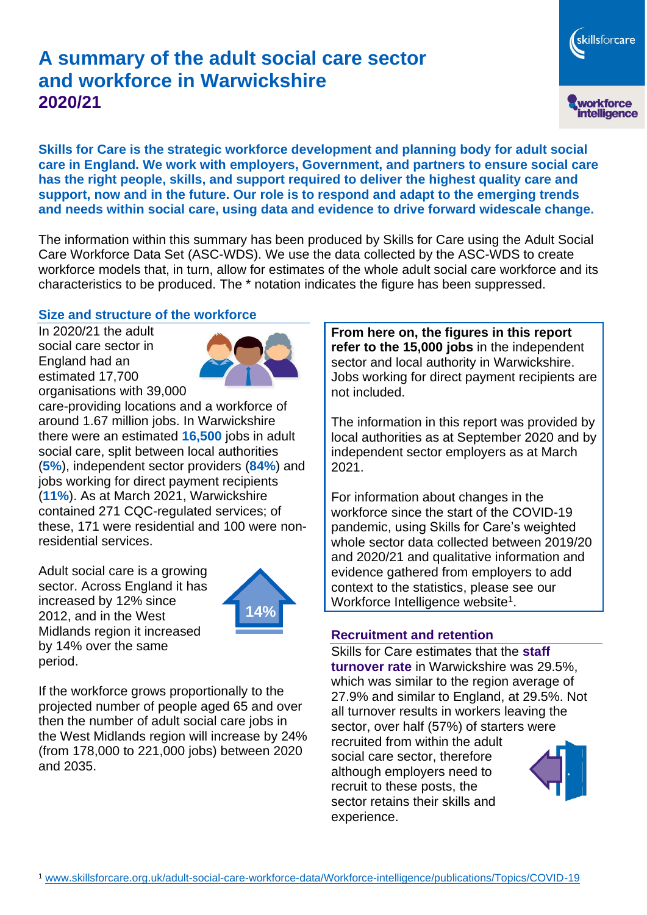# A summary of the adult social care sector and workforce in Warwickshire 2020/21

**Skills for Care is the strategic workforce development and planning body for adult social care in England. We work with employers, Government, and partners to ensure social care has the right people, skills, and support required to deliver the highest quality care and support, now and in the future. Our role is to respond and adapt to the emerging trends and needs within social care, using data and evidence to drive forward widescale change.**

The information within this summary has been produced by Skills for Care using the Adult Social Care Workforce Data Set (ASC-WDS). We use the data collected by the ASC-WDS to create workforce models that, in turn, allow for estimates of the whole adult social care workforce and its characteristics to be produced. The * notation indicates the figure has been suppressed.

## Size and structure of the workforce

In 2020/21 the adult social care sector in England had an estimated 17,700 organisations with 39,000 care-providing locations and a workforce of around 1.67 million jobs. In Warwickshire there were an estimated **16,500** jobs in adult social care, split between local authorities (**5%**), independent sector providers (**84%**) and jobs working for direct payment recipients (**11%**). As at March 2021, Warwickshire contained 271 CQC-regulated services; of these, 171 were residential and 100 were non-residential services.

Adult social care is a growing sector. Across England it has increased by 12% since 2012, and in the West Midlands region it increased by 14% over the same period.

14%

If the workforce grows proportionally to the projected number of people aged 65 and over then the number of adult social care jobs in the West Midlands region will increase by 24% (from 178,000 to 221,000 jobs) between 2020 and 2035.

**From here on, the figures in this report refer to the 15,000 jobs** in the independent sector and local authority in Warwickshire. Jobs working for direct payment recipients are not included.

The information in this report was provided by local authorities as at September 2020 and by independent sector employers as at March 2021.

For information about changes in the workforce since the start of the COVID-19 pandemic, using Skills for Care's weighted whole sector data collected between 2019/20 and 2020/21 and qualitative information and evidence gathered from employers to add context to the statistics, please see our Workforce Intelligence website[1].

## Recruitment and retention

Skills for Care estimates that the **staff turnover rate** in Warwickshire was 29.5%, which was similar to the region average of 27.9% and similar to England, at 29.5%. Not all turnover results in workers leaving the sector, over half (57%) of starters were recruited from within the adult social care sector, therefore although employers need to recruit to these posts, the sector retains their skills and experience.

[1] www.skillsforcare.org.uk/adult-social-care-workforce-data/Workforce-intelligence/publications/Topics/COVID-19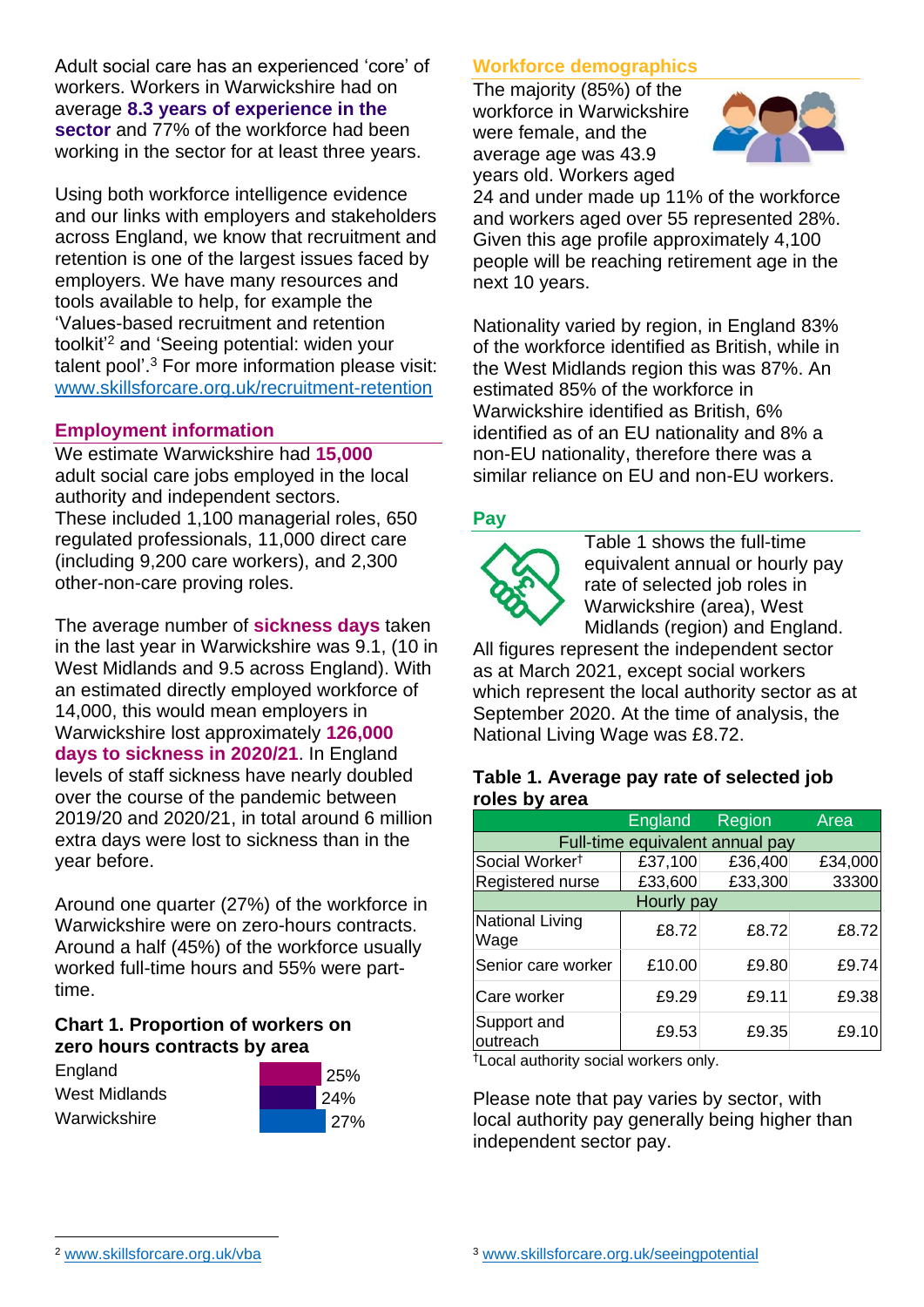Adult social care has an experienced 'core' of workers. Workers in Warwickshire had on average **8.3 years of experience in the sector** and 77% of the workforce had been working in the sector for at least three years.

Using both workforce intelligence evidence and our links with employers and stakeholders across England, we know that recruitment and retention is one of the largest issues faced by employers. We have many resources and tools available to help, for example the 'Values-based recruitment and retention toolkit'[2] and 'Seeing potential: widen your talent pool'.[3] For more information please visit: www.skillsforcare.org.uk/recruitment-retention

## Employment information

We estimate Warwickshire had **15,000** adult social care jobs employed in the local authority and independent sectors. These included 1,100 managerial roles, 650 regulated professionals, 11,000 direct care (including 9,200 care workers), and 2,300 other-non-care proving roles.

The average number of **sickness days** taken in the last year in Warwickshire was 9.1, (10 in West Midlands and 9.5 across England). With an estimated directly employed workforce of 14,000, this would mean employers in Warwickshire lost approximately **126,000 days to sickness in 2020/21**. In England levels of staff sickness have nearly doubled over the course of the pandemic between 2019/20 and 2020/21, in total around 6 million extra days were lost to sickness than in the year before.

Around one quarter (27%) of the workforce in Warwickshire were on zero-hours contracts. Around a half (45%) of the workforce usually worked full-time hours and 55% were part-time.

### Chart 1. Proportion of workers on zero hours contracts by area

| Area | Proportion |
|---|---|
| England | 25% |
| West Midlands | 24% |
| Warwickshire | 27% |

## Workforce demographics

The majority (85%) of the workforce in Warwickshire were female, and the average age was 43.9 years old. Workers aged 24 and under made up 11% of the workforce and workers aged over 55 represented 28%. Given this age profile approximately 4,100 people will be reaching retirement age in the next 10 years.

Nationality varied by region, in England 83% of the workforce identified as British, while in the West Midlands region this was 87%. An estimated 85% of the workforce in Warwickshire identified as British, 6% identified as of an EU nationality and 8% a non-EU nationality, therefore there was a similar reliance on EU and non-EU workers.

## Pay

Table 1 shows the full-time equivalent annual or hourly pay rate of selected job roles in Warwickshire (area), West Midlands (region) and England. All figures represent the independent sector as at March 2021, except social workers which represent the local authority sector as at September 2020. At the time of analysis, the National Living Wage was £8.72.

### Table 1. Average pay rate of selected job roles by area

| | England | Region | Area |
|---|---|---|---|
| **Full-time equivalent annual pay** | | | |
| Social Worker† | £37,100 | £36,400 | £34,000 |
| Registered nurse | £33,600 | £33,300 | 33300 |
| **Hourly pay** | | | |
| National Living Wage | £8.72 | £8.72 | £8.72 |
| Senior care worker | £10.00 | £9.80 | £9.74 |
| Care worker | £9.29 | £9.11 | £9.38 |
| Support and outreach | £9.53 | £9.35 | £9.10 |

†Local authority social workers only.

Please note that pay varies by sector, with local authority pay generally being higher than independent sector pay.

[2] www.skillsforcare.org.uk/vba

[3] www.skillsforcare.org.uk/seeingpotential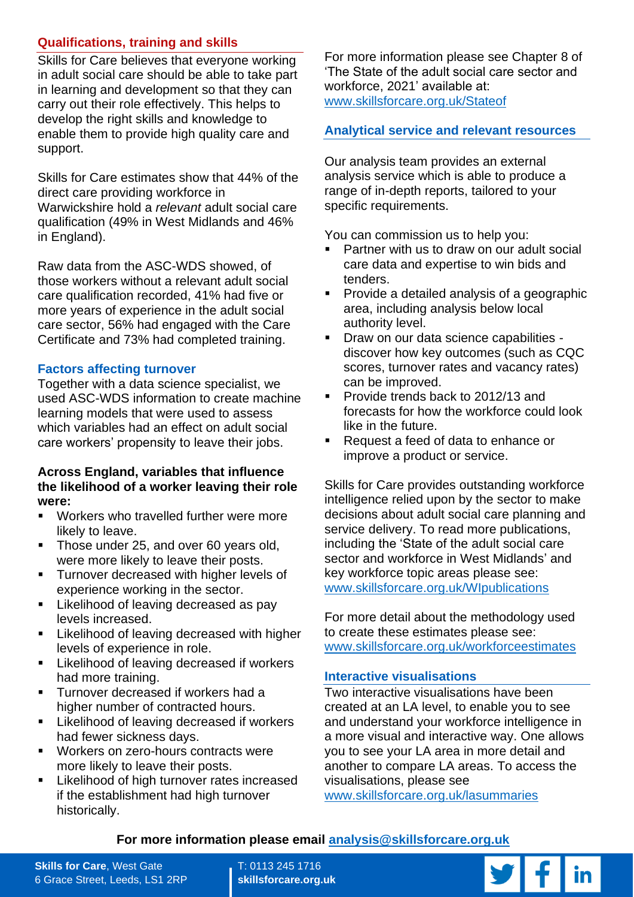## Qualifications, training and skills

Skills for Care believes that everyone working in adult social care should be able to take part in learning and development so that they can carry out their role effectively. This helps to develop the right skills and knowledge to enable them to provide high quality care and support.

Skills for Care estimates show that 44% of the direct care providing workforce in Warwickshire hold a *relevant* adult social care qualification (49% in West Midlands and 46% in England).

Raw data from the ASC-WDS showed, of those workers without a relevant adult social care qualification recorded, 41% had five or more years of experience in the adult social care sector, 56% had engaged with the Care Certificate and 73% had completed training.

## Factors affecting turnover

Together with a data science specialist, we used ASC-WDS information to create machine learning models that were used to assess which variables had an effect on adult social care workers' propensity to leave their jobs.

**Across England, variables that influence the likelihood of a worker leaving their role were:**

- Workers who travelled further were more likely to leave.
- Those under 25, and over 60 years old, were more likely to leave their posts.
- Turnover decreased with higher levels of experience working in the sector.
- Likelihood of leaving decreased as pay levels increased.
- Likelihood of leaving decreased with higher levels of experience in role.
- Likelihood of leaving decreased if workers had more training.
- Turnover decreased if workers had a higher number of contracted hours.
- Likelihood of leaving decreased if workers had fewer sickness days.
- Workers on zero-hours contracts were more likely to leave their posts.
- Likelihood of high turnover rates increased if the establishment had high turnover historically.

For more information please see Chapter 8 of 'The State of the adult social care sector and workforce, 2021' available at: www.skillsforcare.org.uk/Stateof

## Analytical service and relevant resources

Our analysis team provides an external analysis service which is able to produce a range of in-depth reports, tailored to your specific requirements.

You can commission us to help you:

- Partner with us to draw on our adult social care data and expertise to win bids and tenders.
- Provide a detailed analysis of a geographic area, including analysis below local authority level.
- Draw on our data science capabilities - discover how key outcomes (such as CQC scores, turnover rates and vacancy rates) can be improved.
- Provide trends back to 2012/13 and forecasts for how the workforce could look like in the future.
- Request a feed of data to enhance or improve a product or service.

Skills for Care provides outstanding workforce intelligence relied upon by the sector to make decisions about adult social care planning and service delivery. To read more publications, including the 'State of the adult social care sector and workforce in West Midlands' and key workforce topic areas please see: www.skillsforcare.org.uk/WIpublications

For more detail about the methodology used to create these estimates please see: www.skillsforcare.org.uk/workforceestimates

## Interactive visualisations

Two interactive visualisations have been created at an LA level, to enable you to see and understand your workforce intelligence in a more visual and interactive way. One allows you to see your LA area in more detail and another to compare LA areas. To access the visualisations, please see www.skillsforcare.org.uk/lasummaries

**For more information please email analysis@skillsforcare.org.uk**

**Skills for Care**, West Gate
6 Grace Street, Leeds, LS1 2RP

T: 0113 245 1716
**skillsforcare.org.uk**